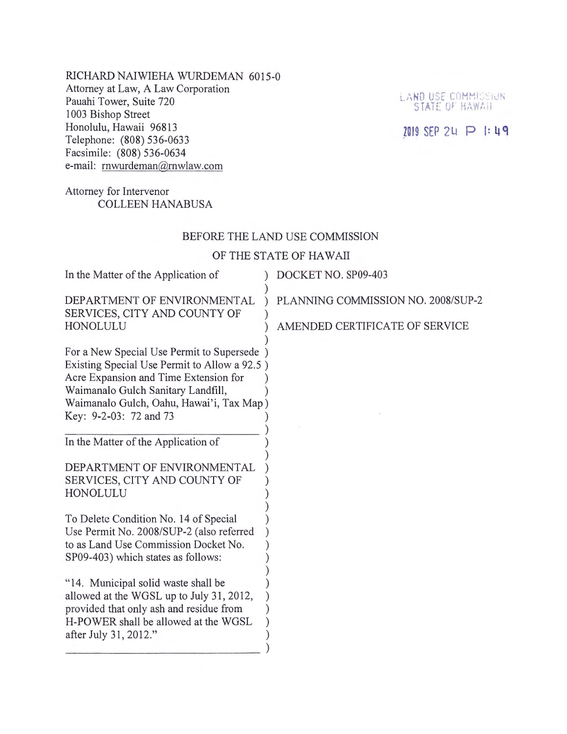RICHARD NAIWIEHA WURDEMAN 6015-0
Attorney at Law, A Law Corporation
Pauahi Tower, Suite 720
1003 Bishop Street
Honolulu, Hawaii 96813
Telephone: (808) 536-0633
Facsimile: (808) 536-0634
e-mail: rnwurdeman@rnwlaw.com

LAND USE COMMISSION
STATE OF HAWAII

2019 SEP 24 P 1:49

Attorney for Intervenor
COLLEEN HANABUSA

BEFORE THE LAND USE COMMISSION

OF THE STATE OF HAWAII

| | |
|---|---|
| In the Matter of the Application of<br><br>DEPARTMENT OF ENVIRONMENTAL SERVICES, CITY AND COUNTY OF HONOLULU<br><br>For a New Special Use Permit to Supersede Existing Special Use Permit to Allow a 92.5 Acre Expansion and Time Extension for Waimanalo Gulch Sanitary Landfill, Waimanalo Gulch, Oahu, Hawai'i, Tax Map Key: 9-2-03: 72 and 73 | DOCKET NO. SP09-403<br><br>PLANNING COMMISSION NO. 2008/SUP-2<br><br>AMENDED CERTIFICATE OF SERVICE |
| In the Matter of the Application of<br><br>DEPARTMENT OF ENVIRONMENTAL SERVICES, CITY AND COUNTY OF HONOLULU<br><br>To Delete Condition No. 14 of Special Use Permit No. 2008/SUP-2 (also referred to as Land Use Commission Docket No. SP09-403) which states as follows:<br><br>"14. Municipal solid waste shall be allowed at the WGSL up to July 31, 2012, provided that only ash and residue from H-POWER shall be allowed at the WGSL after July 31, 2012." | |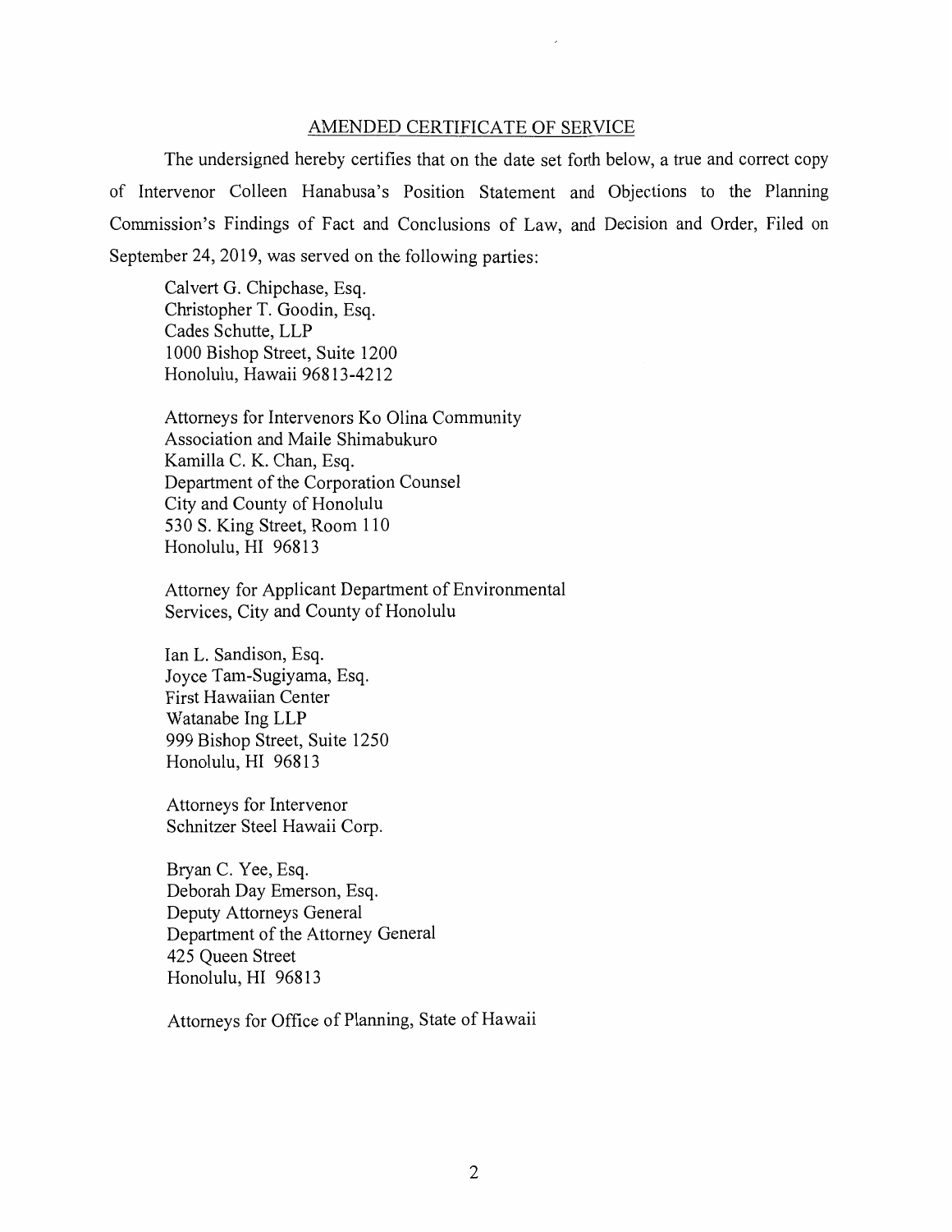## AMENDED CERTIFICATE OF SERVICE

The undersigned hereby certifies that on the date set forth below, a true and correct copy of Intervenor Colleen Hanabusa's Position Statement and Objections to the Planning Commission's Findings of Fact and Conclusions of Law, and Decision and Order, Filed on September 24, 2019, was served on the following parties:

Calvert G. Chipchase, Esq.
Christopher T. Goodin, Esq.
Cades Schutte, LLP
1000 Bishop Street, Suite 1200
Honolulu, Hawaii 96813-4212

Attorneys for Intervenors Ko Olina Community Association and Maile Shimabukuro
Kamilla C. K. Chan, Esq.
Department of the Corporation Counsel
City and County of Honolulu
530 S. King Street, Room 110
Honolulu, HI 96813

Attorney for Applicant Department of Environmental Services, City and County of Honolulu

Ian L. Sandison, Esq.
Joyce Tam-Sugiyama, Esq.
First Hawaiian Center
Watanabe Ing LLP
999 Bishop Street, Suite 1250
Honolulu, HI 96813

Attorneys for Intervenor
Schnitzer Steel Hawaii Corp.

Bryan C. Yee, Esq.
Deborah Day Emerson, Esq.
Deputy Attorneys General
Department of the Attorney General
425 Queen Street
Honolulu, HI 96813

Attorneys for Office of Planning, State of Hawaii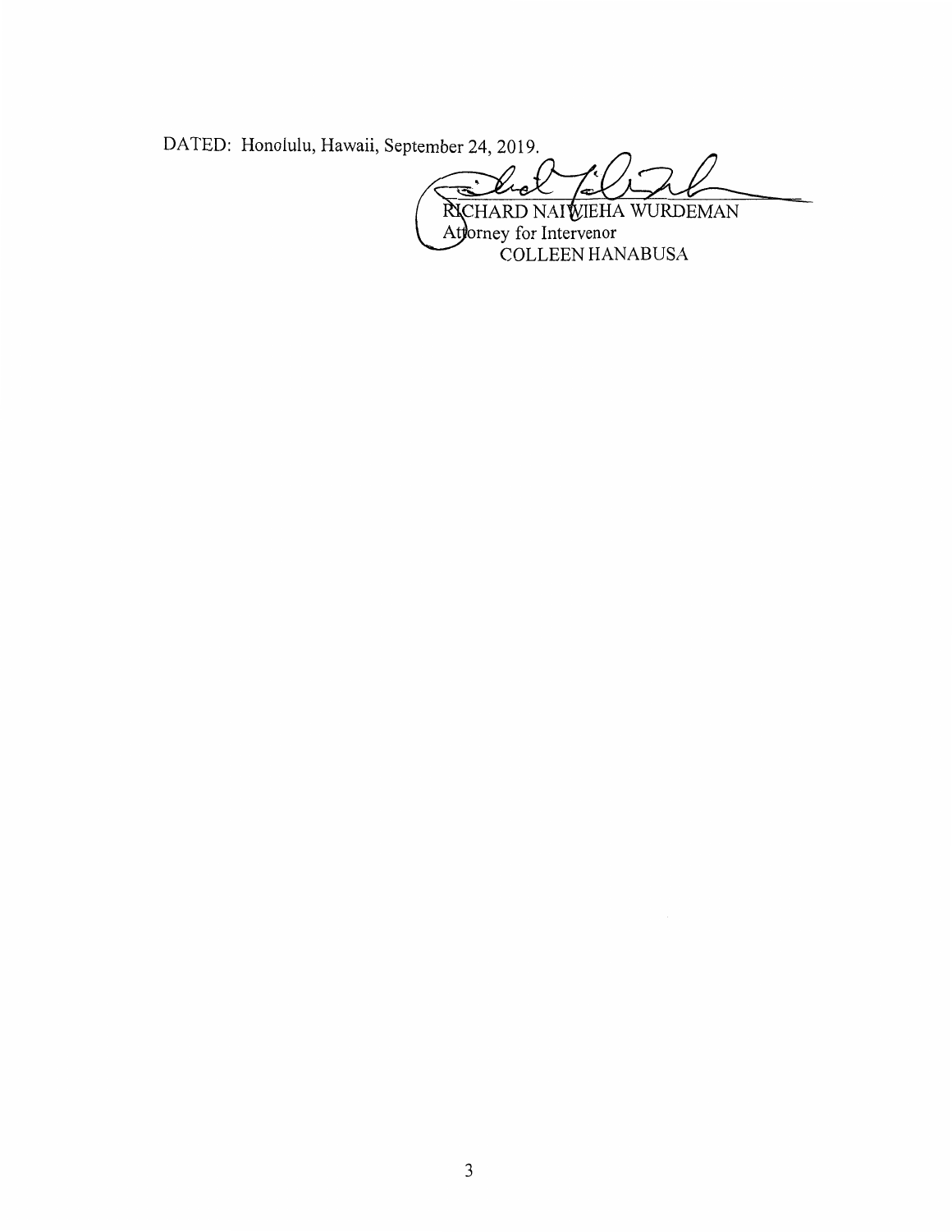DATED: Honolulu, Hawaii, September 24, 2019.

RICHARD NAIWIEHA WURDEMAN
Attorney for Intervenor
COLLEEN HANABUSA